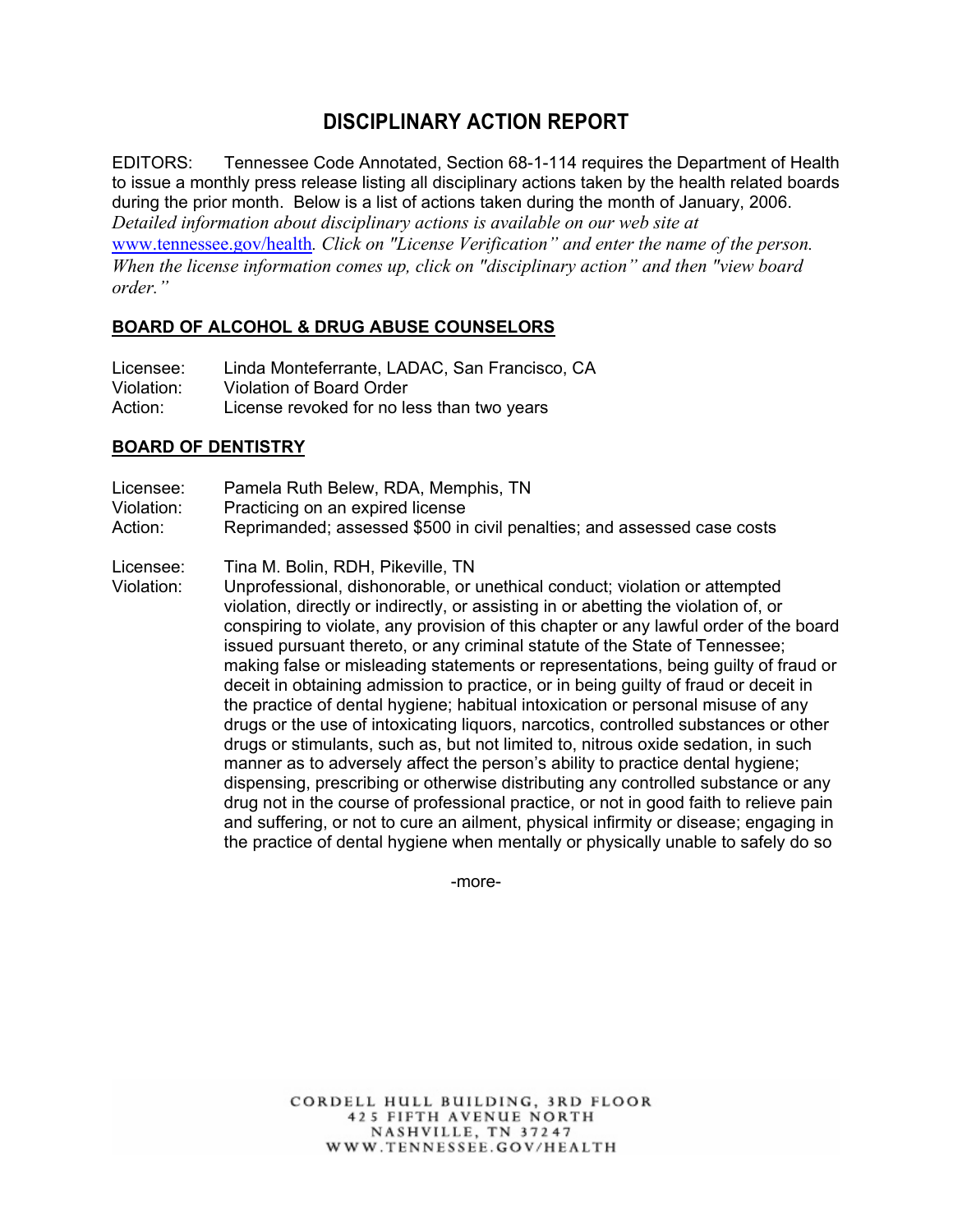# DISCIPLINARY ACTION REPORT

EDITORS: Tennessee Code Annotated, Section 68-1-114 requires the Department of Health to issue a monthly press release listing all disciplinary actions taken by the health related boards during the prior month. Below is a list of actions taken during the month of January, 2006. *Detailed information about disciplinary actions is available on our web site at* www.tennessee.gov/health. *Click on "License Verification" and enter the name of the person. When the license information comes up, click on "disciplinary action" and then "view board order."*

## BOARD OF ALCOHOL & DRUG ABUSE COUNSELORS

Licensee: Linda Monteferrante, LADAC, San Francisco, CA
Violation: Violation of Board Order
Action: License revoked for no less than two years

## BOARD OF DENTISTRY

Licensee: Pamela Ruth Belew, RDA, Memphis, TN
Violation: Practicing on an expired license
Action: Reprimanded; assessed $500 in civil penalties; and assessed case costs

Licensee: Tina M. Bolin, RDH, Pikeville, TN
Violation: Unprofessional, dishonorable, or unethical conduct; violation or attempted violation, directly or indirectly, or assisting in or abetting the violation of, or conspiring to violate, any provision of this chapter or any lawful order of the board issued pursuant thereto, or any criminal statute of the State of Tennessee; making false or misleading statements or representations, being guilty of fraud or deceit in obtaining admission to practice, or in being guilty of fraud or deceit in the practice of dental hygiene; habitual intoxication or personal misuse of any drugs or the use of intoxicating liquors, narcotics, controlled substances or other drugs or stimulants, such as, but not limited to, nitrous oxide sedation, in such manner as to adversely affect the person's ability to practice dental hygiene; dispensing, prescribing or otherwise distributing any controlled substance or any drug not in the course of professional practice, or not in good faith to relieve pain and suffering, or not to cure an ailment, physical infirmity or disease; engaging in the practice of dental hygiene when mentally or physically unable to safely do so

-more-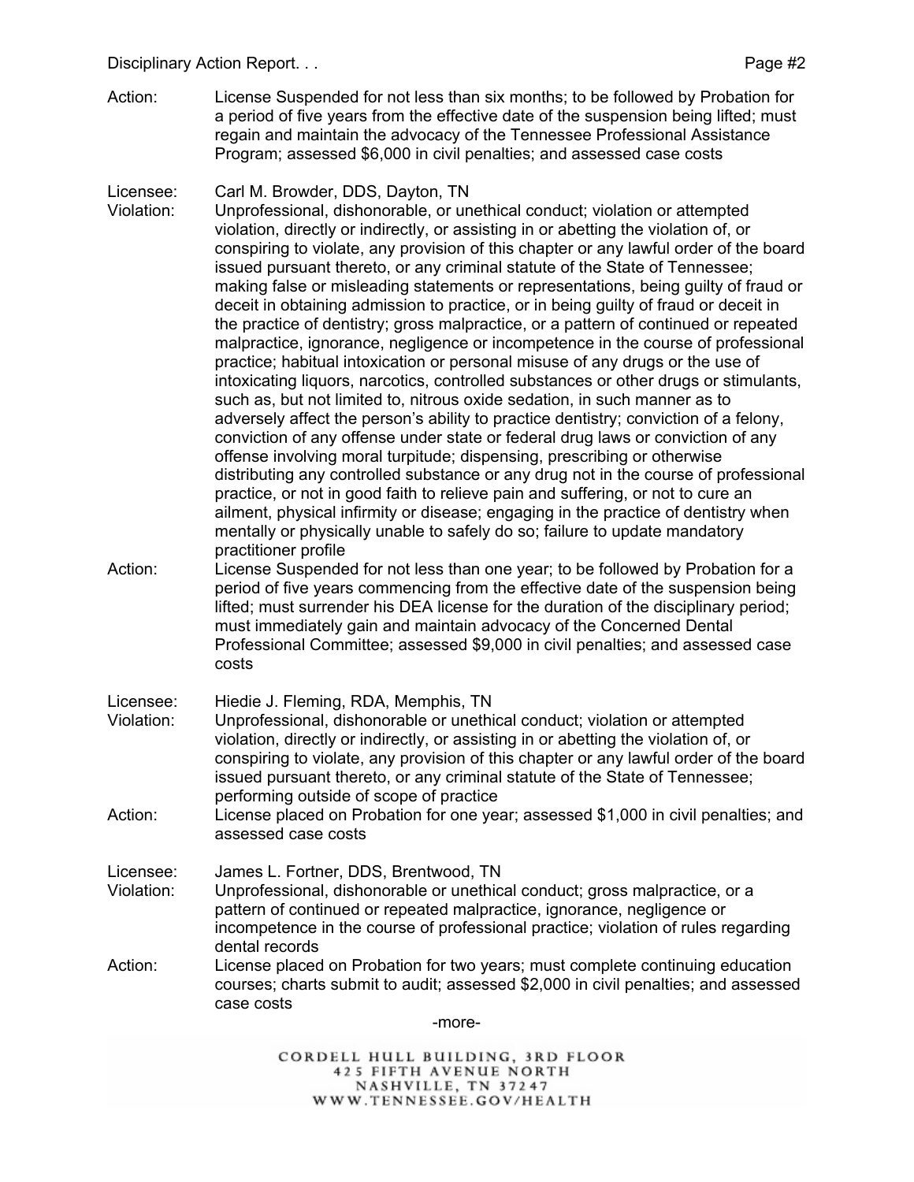Action: License Suspended for not less than six months; to be followed by Probation for a period of five years from the effective date of the suspension being lifted; must regain and maintain the advocacy of the Tennessee Professional Assistance Program; assessed $6,000 in civil penalties; and assessed case costs

Licensee: Carl M. Browder, DDS, Dayton, TN

Violation: Unprofessional, dishonorable, or unethical conduct; violation or attempted violation, directly or indirectly, or assisting in or abetting the violation of, or conspiring to violate, any provision of this chapter or any lawful order of the board issued pursuant thereto, or any criminal statute of the State of Tennessee; making false or misleading statements or representations, being guilty of fraud or deceit in obtaining admission to practice, or in being guilty of fraud or deceit in the practice of dentistry; gross malpractice, or a pattern of continued or repeated malpractice, ignorance, negligence or incompetence in the course of professional practice; habitual intoxication or personal misuse of any drugs or the use of intoxicating liquors, narcotics, controlled substances or other drugs or stimulants, such as, but not limited to, nitrous oxide sedation, in such manner as to adversely affect the person's ability to practice dentistry; conviction of a felony, conviction of any offense under state or federal drug laws or conviction of any offense involving moral turpitude; dispensing, prescribing or otherwise distributing any controlled substance or any drug not in the course of professional practice, or not in good faith to relieve pain and suffering, or not to cure an ailment, physical infirmity or disease; engaging in the practice of dentistry when mentally or physically unable to safely do so; failure to update mandatory practitioner profile

Action: License Suspended for not less than one year; to be followed by Probation for a period of five years commencing from the effective date of the suspension being lifted; must surrender his DEA license for the duration of the disciplinary period; must immediately gain and maintain advocacy of the Concerned Dental Professional Committee; assessed $9,000 in civil penalties; and assessed case costs

Licensee: Hiedie J. Fleming, RDA, Memphis, TN

Violation: Unprofessional, dishonorable or unethical conduct; violation or attempted violation, directly or indirectly, or assisting in or abetting the violation of, or conspiring to violate, any provision of this chapter or any lawful order of the board issued pursuant thereto, or any criminal statute of the State of Tennessee; performing outside of scope of practice

Action: License placed on Probation for one year; assessed $1,000 in civil penalties; and assessed case costs

Licensee: James L. Fortner, DDS, Brentwood, TN

Violation: Unprofessional, dishonorable or unethical conduct; gross malpractice, or a pattern of continued or repeated malpractice, ignorance, negligence or incompetence in the course of professional practice; violation of rules regarding dental records

Action: License placed on Probation for two years; must complete continuing education courses; charts submit to audit; assessed $2,000 in civil penalties; and assessed case costs

-more-

CORDELL HULL BUILDING, 3RD FLOOR
425 FIFTH AVENUE NORTH
NASHVILLE, TN 37247
WWW.TENNESSEE.GOV/HEALTH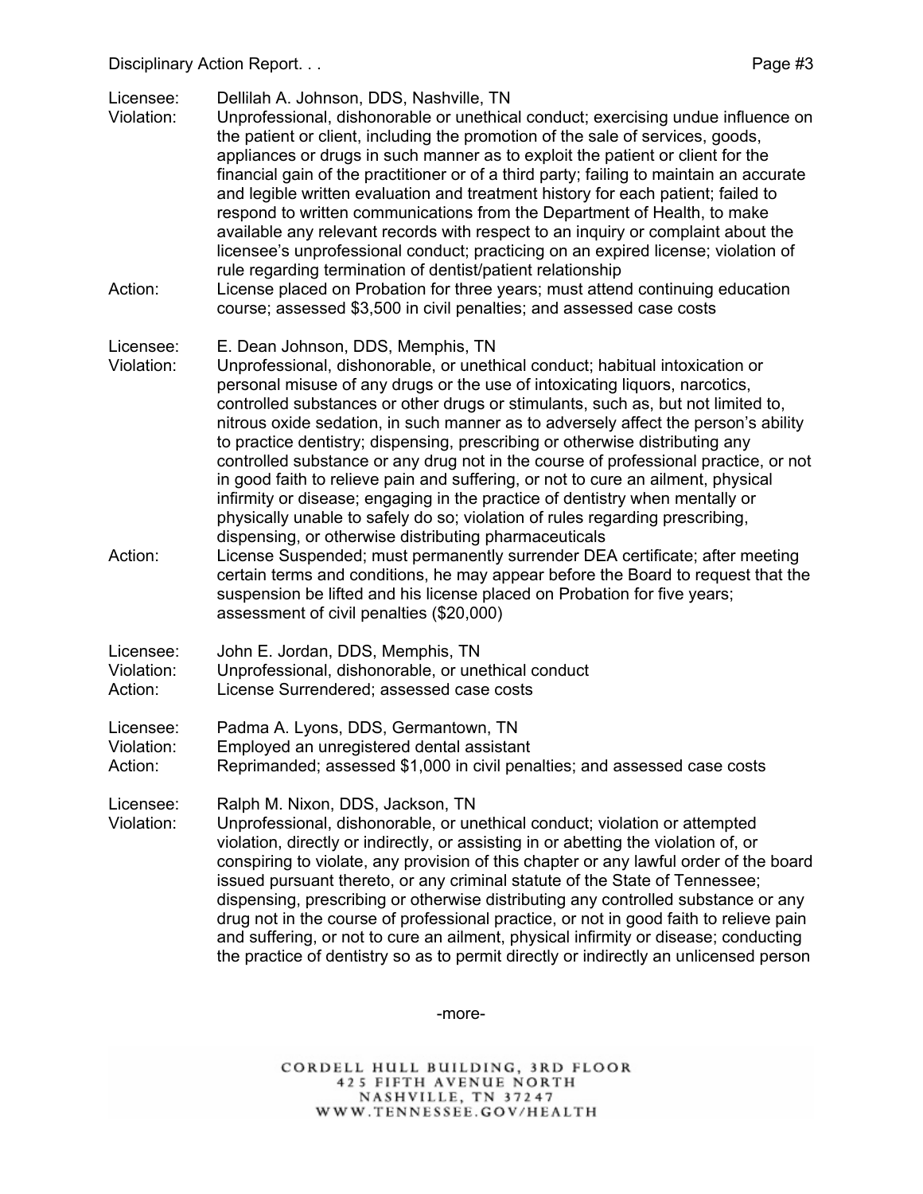Licensee: Dellilah A. Johnson, DDS, Nashville, TN
Violation: Unprofessional, dishonorable or unethical conduct; exercising undue influence on the patient or client, including the promotion of the sale of services, goods, appliances or drugs in such manner as to exploit the patient or client for the financial gain of the practitioner or of a third party; failing to maintain an accurate and legible written evaluation and treatment history for each patient; failed to respond to written communications from the Department of Health, to make available any relevant records with respect to an inquiry or complaint about the licensee's unprofessional conduct; practicing on an expired license; violation of rule regarding termination of dentist/patient relationship
Action: License placed on Probation for three years; must attend continuing education course; assessed $3,500 in civil penalties; and assessed case costs

Licensee: E. Dean Johnson, DDS, Memphis, TN
Violation: Unprofessional, dishonorable, or unethical conduct; habitual intoxication or personal misuse of any drugs or the use of intoxicating liquors, narcotics, controlled substances or other drugs or stimulants, such as, but not limited to, nitrous oxide sedation, in such manner as to adversely affect the person's ability to practice dentistry; dispensing, prescribing or otherwise distributing any controlled substance or any drug not in the course of professional practice, or not in good faith to relieve pain and suffering, or not to cure an ailment, physical infirmity or disease; engaging in the practice of dentistry when mentally or physically unable to safely do so; violation of rules regarding prescribing, dispensing, or otherwise distributing pharmaceuticals
Action: License Suspended; must permanently surrender DEA certificate; after meeting certain terms and conditions, he may appear before the Board to request that the suspension be lifted and his license placed on Probation for five years; assessment of civil penalties ($20,000)

Licensee: John E. Jordan, DDS, Memphis, TN
Violation: Unprofessional, dishonorable, or unethical conduct
Action: License Surrendered; assessed case costs

Licensee: Padma A. Lyons, DDS, Germantown, TN
Violation: Employed an unregistered dental assistant
Action: Reprimanded; assessed $1,000 in civil penalties; and assessed case costs

Licensee: Ralph M. Nixon, DDS, Jackson, TN
Violation: Unprofessional, dishonorable, or unethical conduct; violation or attempted violation, directly or indirectly, or assisting in or abetting the violation of, or conspiring to violate, any provision of this chapter or any lawful order of the board issued pursuant thereto, or any criminal statute of the State of Tennessee; dispensing, prescribing or otherwise distributing any controlled substance or any drug not in the course of professional practice, or not in good faith to relieve pain and suffering, or not to cure an ailment, physical infirmity or disease; conducting the practice of dentistry so as to permit directly or indirectly an unlicensed person

-more-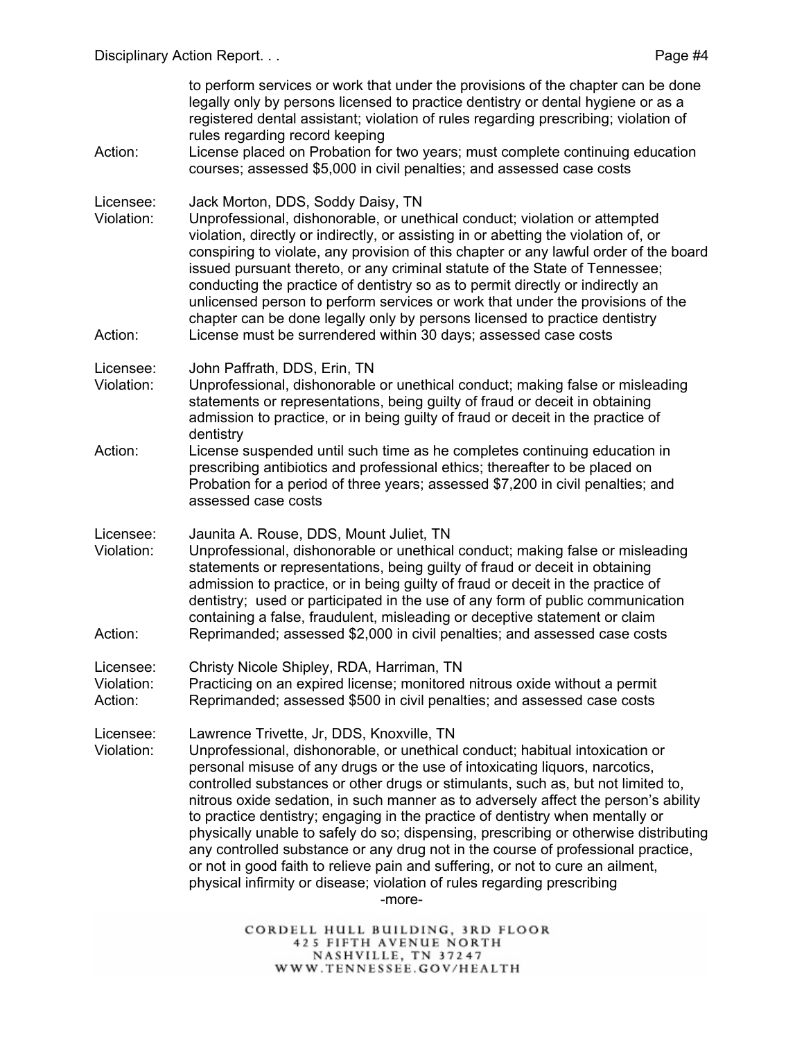to perform services or work that under the provisions of the chapter can be done legally only by persons licensed to practice dentistry or dental hygiene or as a registered dental assistant; violation of rules regarding prescribing; violation of rules regarding record keeping

Action: License placed on Probation for two years; must complete continuing education courses; assessed $5,000 in civil penalties; and assessed case costs

Licensee: Jack Morton, DDS, Soddy Daisy, TN

Violation: Unprofessional, dishonorable, or unethical conduct; violation or attempted violation, directly or indirectly, or assisting in or abetting the violation of, or conspiring to violate, any provision of this chapter or any lawful order of the board issued pursuant thereto, or any criminal statute of the State of Tennessee; conducting the practice of dentistry so as to permit directly or indirectly an unlicensed person to perform services or work that under the provisions of the chapter can be done legally only by persons licensed to practice dentistry

Action: License must be surrendered within 30 days; assessed case costs

Licensee: John Paffrath, DDS, Erin, TN

Violation: Unprofessional, dishonorable or unethical conduct; making false or misleading statements or representations, being guilty of fraud or deceit in obtaining admission to practice, or in being guilty of fraud or deceit in the practice of dentistry

Action: License suspended until such time as he completes continuing education in prescribing antibiotics and professional ethics; thereafter to be placed on Probation for a period of three years; assessed $7,200 in civil penalties; and assessed case costs

Licensee: Jaunita A. Rouse, DDS, Mount Juliet, TN

Violation: Unprofessional, dishonorable or unethical conduct; making false or misleading statements or representations, being guilty of fraud or deceit in obtaining admission to practice, or in being guilty of fraud or deceit in the practice of dentistry; used or participated in the use of any form of public communication containing a false, fraudulent, misleading or deceptive statement or claim

Action: Reprimanded; assessed $2,000 in civil penalties; and assessed case costs

Licensee: Christy Nicole Shipley, RDA, Harriman, TN

Violation: Practicing on an expired license; monitored nitrous oxide without a permit

Action: Reprimanded; assessed $500 in civil penalties; and assessed case costs

Licensee: Lawrence Trivette, Jr, DDS, Knoxville, TN

Violation: Unprofessional, dishonorable, or unethical conduct; habitual intoxication or personal misuse of any drugs or the use of intoxicating liquors, narcotics, controlled substances or other drugs or stimulants, such as, but not limited to, nitrous oxide sedation, in such manner as to adversely affect the person's ability to practice dentistry; engaging in the practice of dentistry when mentally or physically unable to safely do so; dispensing, prescribing or otherwise distributing any controlled substance or any drug not in the course of professional practice, or not in good faith to relieve pain and suffering, or not to cure an ailment, physical infirmity or disease; violation of rules regarding prescribing

-more-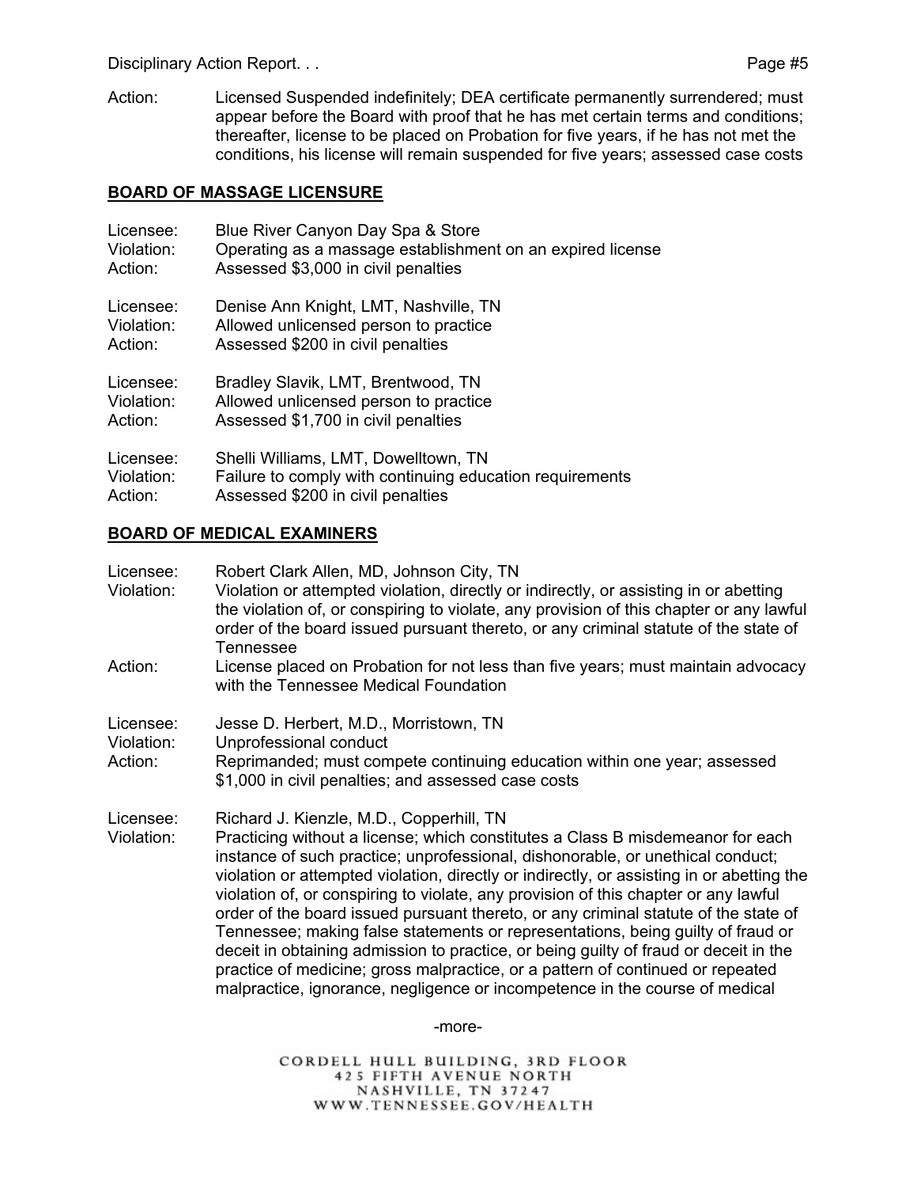Action: Licensed Suspended indefinitely; DEA certificate permanently surrendered; must appear before the Board with proof that he has met certain terms and conditions; thereafter, license to be placed on Probation for five years, if he has not met the conditions, his license will remain suspended for five years; assessed case costs

## BOARD OF MASSAGE LICENSURE

Licensee: Blue River Canyon Day Spa & Store
Violation: Operating as a massage establishment on an expired license
Action: Assessed $3,000 in civil penalties

Licensee: Denise Ann Knight, LMT, Nashville, TN
Violation: Allowed unlicensed person to practice
Action: Assessed $200 in civil penalties

Licensee: Bradley Slavik, LMT, Brentwood, TN
Violation: Allowed unlicensed person to practice
Action: Assessed $1,700 in civil penalties

Licensee: Shelli Williams, LMT, Dowelltown, TN
Violation: Failure to comply with continuing education requirements
Action: Assessed $200 in civil penalties

## BOARD OF MEDICAL EXAMINERS

Licensee: Robert Clark Allen, MD, Johnson City, TN
Violation: Violation or attempted violation, directly or indirectly, or assisting in or abetting the violation of, or conspiring to violate, any provision of this chapter or any lawful order of the board issued pursuant thereto, or any criminal statute of the state of Tennessee
Action: License placed on Probation for not less than five years; must maintain advocacy with the Tennessee Medical Foundation

Licensee: Jesse D. Herbert, M.D., Morristown, TN
Violation: Unprofessional conduct
Action: Reprimanded; must compete continuing education within one year; assessed $1,000 in civil penalties; and assessed case costs

Licensee: Richard J. Kienzle, M.D., Copperhill, TN
Violation: Practicing without a license; which constitutes a Class B misdemeanor for each instance of such practice; unprofessional, dishonorable, or unethical conduct; violation or attempted violation, directly or indirectly, or assisting in or abetting the violation of, or conspiring to violate, any provision of this chapter or any lawful order of the board issued pursuant thereto, or any criminal statute of the state of Tennessee; making false statements or representations, being guilty of fraud or deceit in obtaining admission to practice, or being guilty of fraud or deceit in the practice of medicine; gross malpractice, or a pattern of continued or repeated malpractice, ignorance, negligence or incompetence in the course of medical

-more-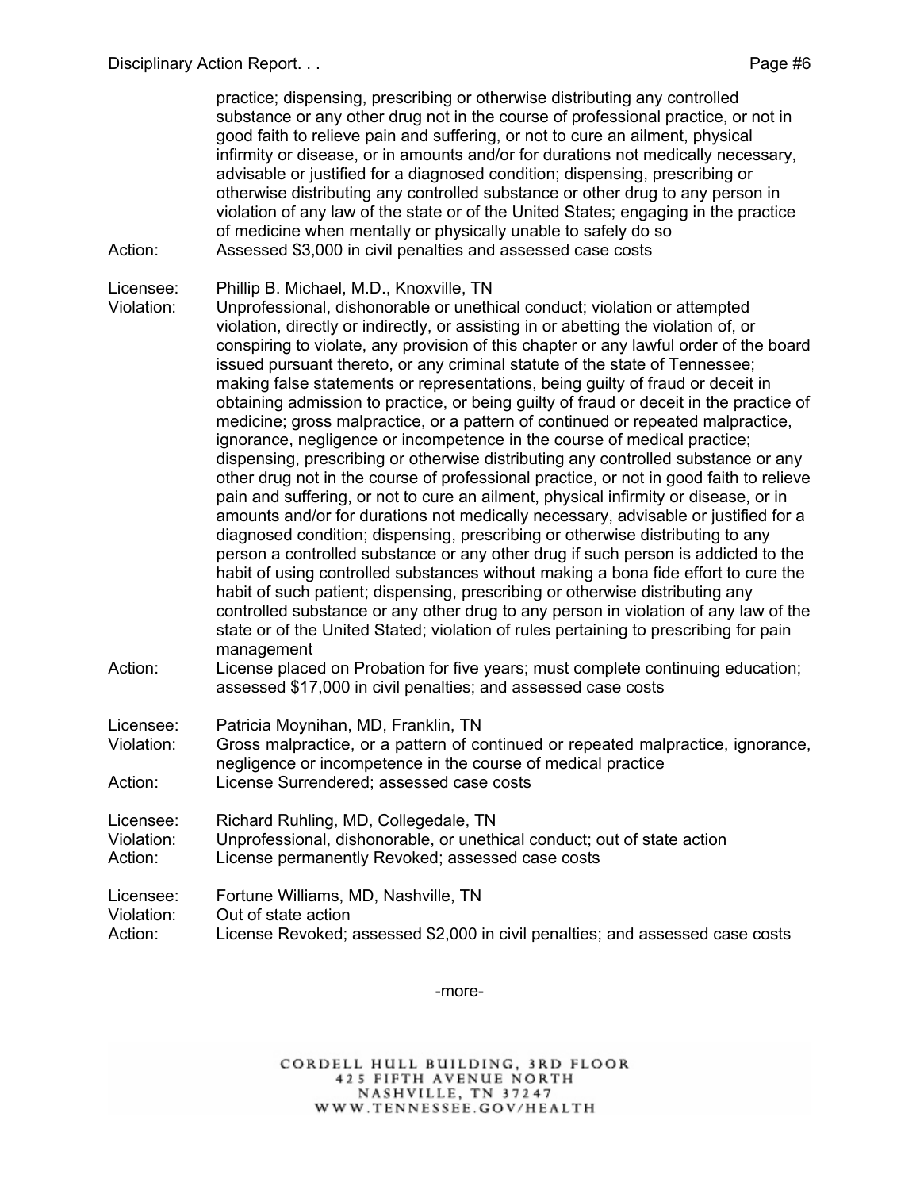practice; dispensing, prescribing or otherwise distributing any controlled substance or any other drug not in the course of professional practice, or not in good faith to relieve pain and suffering, or not to cure an ailment, physical infirmity or disease, or in amounts and/or for durations not medically necessary, advisable or justified for a diagnosed condition; dispensing, prescribing or otherwise distributing any controlled substance or other drug to any person in violation of any law of the state or of the United States; engaging in the practice of medicine when mentally or physically unable to safely do so

Action: Assessed $3,000 in civil penalties and assessed case costs

Licensee: Phillip B. Michael, M.D., Knoxville, TN

Violation: Unprofessional, dishonorable or unethical conduct; violation or attempted violation, directly or indirectly, or assisting in or abetting the violation of, or conspiring to violate, any provision of this chapter or any lawful order of the board issued pursuant thereto, or any criminal statute of the state of Tennessee; making false statements or representations, being guilty of fraud or deceit in obtaining admission to practice, or being guilty of fraud or deceit in the practice of medicine; gross malpractice, or a pattern of continued or repeated malpractice, ignorance, negligence or incompetence in the course of medical practice; dispensing, prescribing or otherwise distributing any controlled substance or any other drug not in the course of professional practice, or not in good faith to relieve pain and suffering, or not to cure an ailment, physical infirmity or disease, or in amounts and/or for durations not medically necessary, advisable or justified for a diagnosed condition; dispensing, prescribing or otherwise distributing to any person a controlled substance or any other drug if such person is addicted to the habit of using controlled substances without making a bona fide effort to cure the habit of such patient; dispensing, prescribing or otherwise distributing any controlled substance or any other drug to any person in violation of any law of the state or of the United Stated; violation of rules pertaining to prescribing for pain management

Action: License placed on Probation for five years; must complete continuing education; assessed $17,000 in civil penalties; and assessed case costs

Licensee: Patricia Moynihan, MD, Franklin, TN

Violation: Gross malpractice, or a pattern of continued or repeated malpractice, ignorance, negligence or incompetence in the course of medical practice

Action: License Surrendered; assessed case costs

Licensee: Richard Ruhling, MD, Collegedale, TN

Violation: Unprofessional, dishonorable, or unethical conduct; out of state action

Action: License permanently Revoked; assessed case costs

Licensee: Fortune Williams, MD, Nashville, TN

Violation: Out of state action

Action: License Revoked; assessed $2,000 in civil penalties; and assessed case costs

-more-

CORDELL HULL BUILDING, 3RD FLOOR
425 FIFTH AVENUE NORTH
NASHVILLE, TN 37247
WWW.TENNESSEE.GOV/HEALTH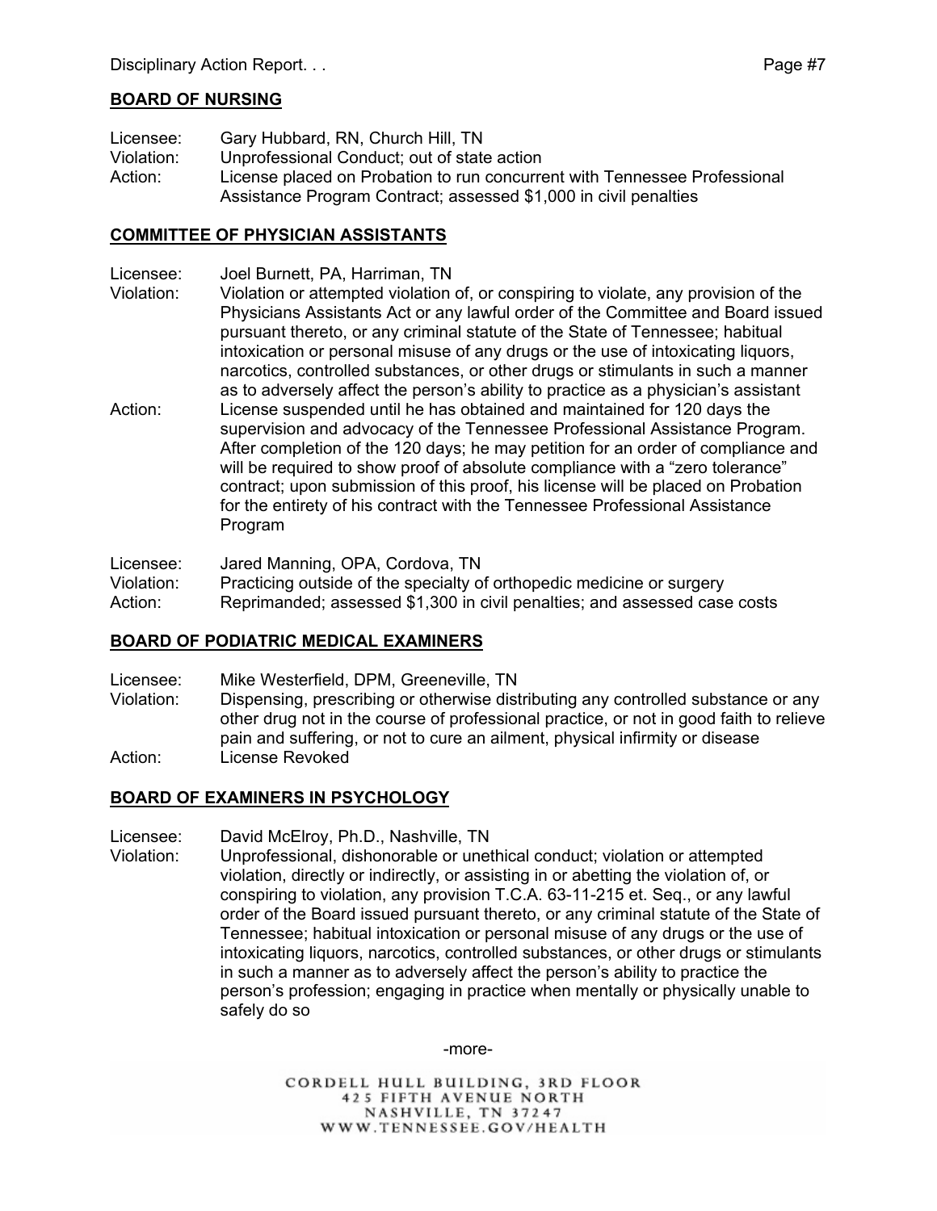## BOARD OF NURSING

Licensee: Gary Hubbard, RN, Church Hill, TN
Violation: Unprofessional Conduct; out of state action
Action: License placed on Probation to run concurrent with Tennessee Professional Assistance Program Contract; assessed $1,000 in civil penalties

## COMMITTEE OF PHYSICIAN ASSISTANTS

Licensee: Joel Burnett, PA, Harriman, TN
Violation: Violation or attempted violation of, or conspiring to violate, any provision of the Physicians Assistants Act or any lawful order of the Committee and Board issued pursuant thereto, or any criminal statute of the State of Tennessee; habitual intoxication or personal misuse of any drugs or the use of intoxicating liquors, narcotics, controlled substances, or other drugs or stimulants in such a manner as to adversely affect the person's ability to practice as a physician's assistant
Action: License suspended until he has obtained and maintained for 120 days the supervision and advocacy of the Tennessee Professional Assistance Program. After completion of the 120 days; he may petition for an order of compliance and will be required to show proof of absolute compliance with a "zero tolerance" contract; upon submission of this proof, his license will be placed on Probation for the entirety of his contract with the Tennessee Professional Assistance Program

Licensee: Jared Manning, OPA, Cordova, TN
Violation: Practicing outside of the specialty of orthopedic medicine or surgery
Action: Reprimanded; assessed $1,300 in civil penalties; and assessed case costs

## BOARD OF PODIATRIC MEDICAL EXAMINERS

Licensee: Mike Westerfield, DPM, Greeneville, TN
Violation: Dispensing, prescribing or otherwise distributing any controlled substance or any other drug not in the course of professional practice, or not in good faith to relieve pain and suffering, or not to cure an ailment, physical infirmity or disease
Action: License Revoked

## BOARD OF EXAMINERS IN PSYCHOLOGY

Licensee: David McElroy, Ph.D., Nashville, TN
Violation: Unprofessional, dishonorable or unethical conduct; violation or attempted violation, directly or indirectly, or assisting in or abetting the violation of, or conspiring to violation, any provision T.C.A. 63-11-215 et. Seq., or any lawful order of the Board issued pursuant thereto, or any criminal statute of the State of Tennessee; habitual intoxication or personal misuse of any drugs or the use of intoxicating liquors, narcotics, controlled substances, or other drugs or stimulants in such a manner as to adversely affect the person's ability to practice the person's profession; engaging in practice when mentally or physically unable to safely do so

-more-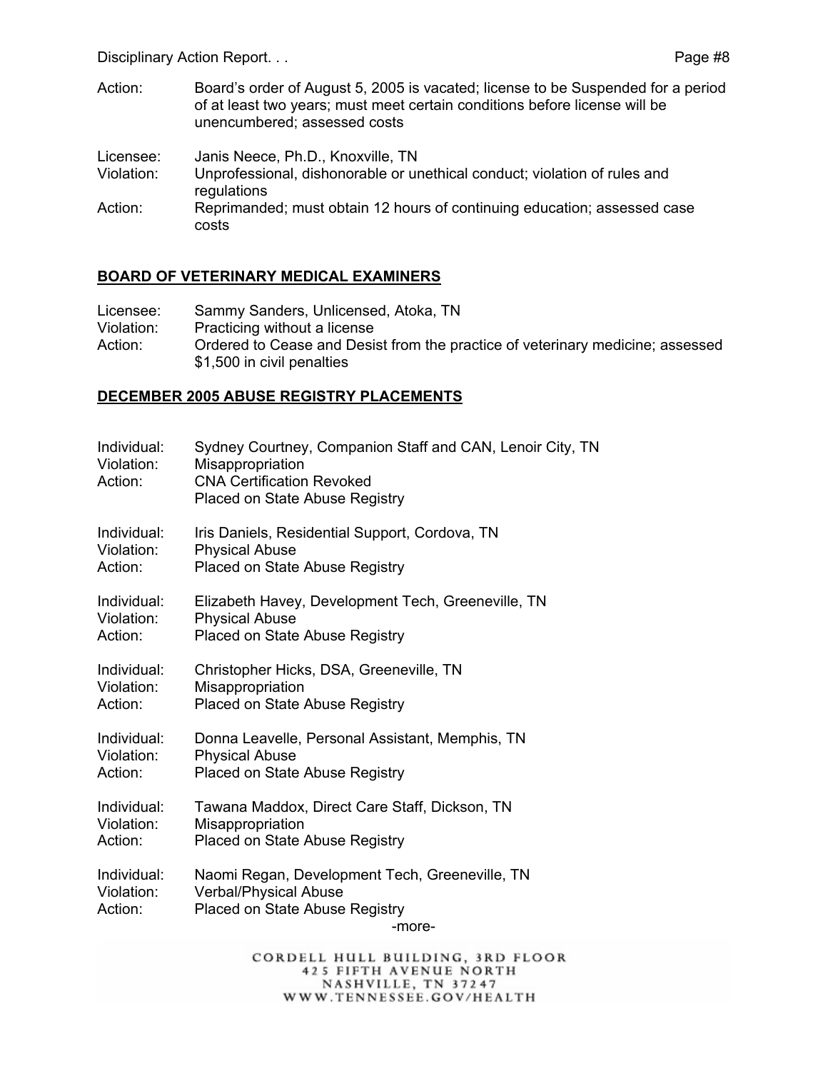Action: Board's order of August 5, 2005 is vacated; license to be Suspended for a period of at least two years; must meet certain conditions before license will be unencumbered; assessed costs

Licensee: Janis Neece, Ph.D., Knoxville, TN
Violation: Unprofessional, dishonorable or unethical conduct; violation of rules and regulations
Action: Reprimanded; must obtain 12 hours of continuing education; assessed case costs

## BOARD OF VETERINARY MEDICAL EXAMINERS

Licensee: Sammy Sanders, Unlicensed, Atoka, TN
Violation: Practicing without a license
Action: Ordered to Cease and Desist from the practice of veterinary medicine; assessed $1,500 in civil penalties

## DECEMBER 2005 ABUSE REGISTRY PLACEMENTS

Individual: Sydney Courtney, Companion Staff and CAN, Lenoir City, TN
Violation: Misappropriation
Action: CNA Certification Revoked
Placed on State Abuse Registry

Individual: Iris Daniels, Residential Support, Cordova, TN
Violation: Physical Abuse
Action: Placed on State Abuse Registry

Individual: Elizabeth Havey, Development Tech, Greeneville, TN
Violation: Physical Abuse
Action: Placed on State Abuse Registry

Individual: Christopher Hicks, DSA, Greeneville, TN
Violation: Misappropriation
Action: Placed on State Abuse Registry

Individual: Donna Leavelle, Personal Assistant, Memphis, TN
Violation: Physical Abuse
Action: Placed on State Abuse Registry

Individual: Tawana Maddox, Direct Care Staff, Dickson, TN
Violation: Misappropriation
Action: Placed on State Abuse Registry

Individual: Naomi Regan, Development Tech, Greeneville, TN
Violation: Verbal/Physical Abuse
Action: Placed on State Abuse Registry

-more-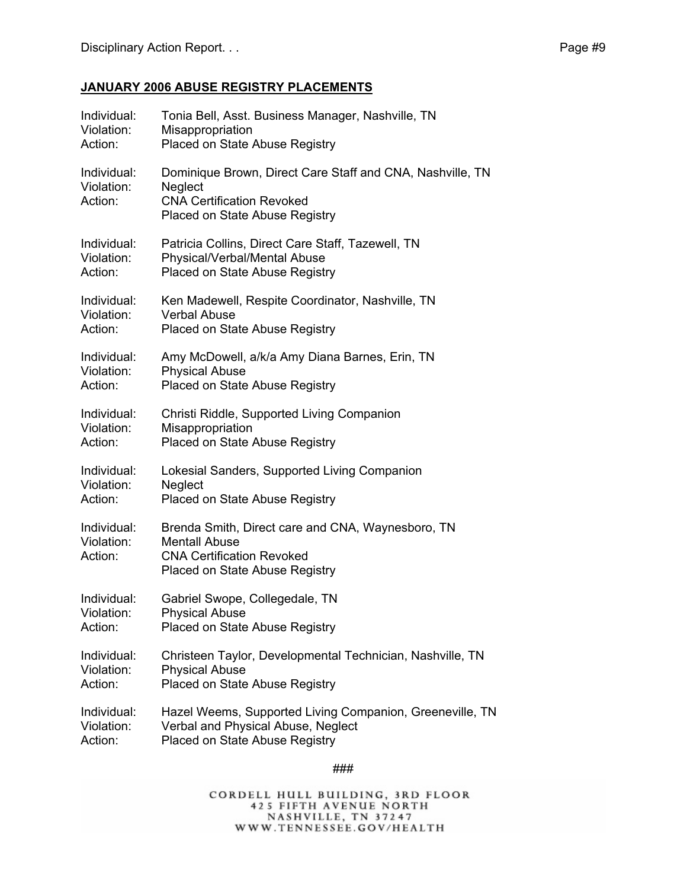## JANUARY 2006 ABUSE REGISTRY PLACEMENTS

Individual: Tonia Bell, Asst. Business Manager, Nashville, TN
Violation: Misappropriation
Action: Placed on State Abuse Registry

Individual: Dominique Brown, Direct Care Staff and CNA, Nashville, TN
Violation: Neglect
Action: CNA Certification Revoked
Placed on State Abuse Registry

Individual: Patricia Collins, Direct Care Staff, Tazewell, TN
Violation: Physical/Verbal/Mental Abuse
Action: Placed on State Abuse Registry

Individual: Ken Madewell, Respite Coordinator, Nashville, TN
Violation: Verbal Abuse
Action: Placed on State Abuse Registry

Individual: Amy McDowell, a/k/a Amy Diana Barnes, Erin, TN
Violation: Physical Abuse
Action: Placed on State Abuse Registry

Individual: Christi Riddle, Supported Living Companion
Violation: Misappropriation
Action: Placed on State Abuse Registry

Individual: Lokesial Sanders, Supported Living Companion
Violation: Neglect
Action: Placed on State Abuse Registry

Individual: Brenda Smith, Direct care and CNA, Waynesboro, TN
Violation: Mentall Abuse
Action: CNA Certification Revoked
Placed on State Abuse Registry

Individual: Gabriel Swope, Collegedale, TN
Violation: Physical Abuse
Action: Placed on State Abuse Registry

Individual: Christeen Taylor, Developmental Technician, Nashville, TN
Violation: Physical Abuse
Action: Placed on State Abuse Registry

Individual: Hazel Weems, Supported Living Companion, Greeneville, TN
Violation: Verbal and Physical Abuse, Neglect
Action: Placed on State Abuse Registry

###

CORDELL HULL BUILDING, 3RD FLOOR
425 FIFTH AVENUE NORTH
NASHVILLE, TN 37247
WWW.TENNESSEE.GOV/HEALTH